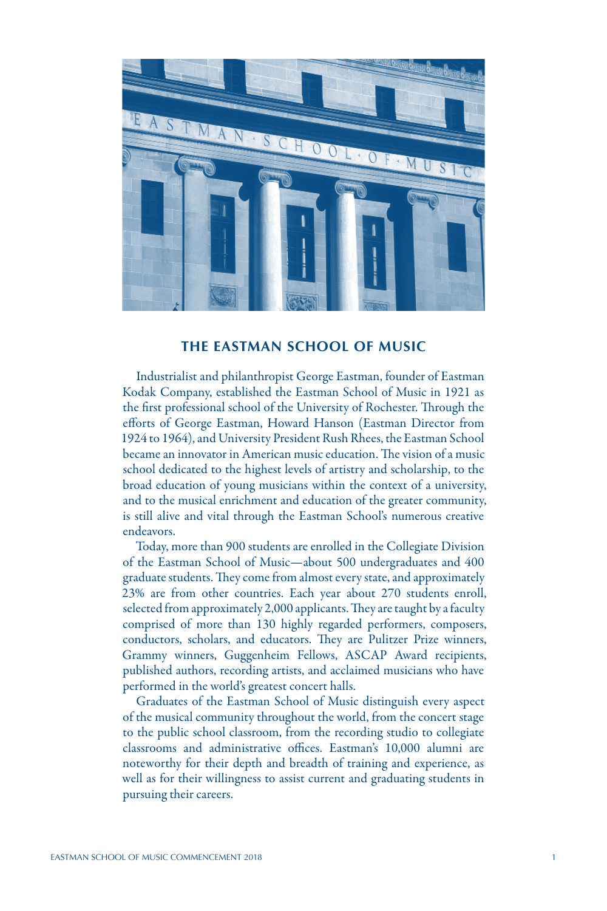## THE EASTMAN SCHOOL OF MUSIC

Industrialist and philanthropist George Eastman, founder of Eastman Kodak Company, established the Eastman School of Music in 1921 as the first professional school of the University of Rochester. Through the efforts of George Eastman, Howard Hanson (Eastman Director from 1924 to 1964), and University President Rush Rhees, the Eastman School became an innovator in American music education. The vision of a music school dedicated to the highest levels of artistry and scholarship, to the broad education of young musicians within the context of a university, and to the musical enrichment and education of the greater community, is still alive and vital through the Eastman School's numerous creative endeavors.

Today, more than 900 students are enrolled in the Collegiate Division of the Eastman School of Music—about 500 undergraduates and 400 graduate students. They come from almost every state, and approximately 23% are from other countries. Each year about 270 students enroll, selected from approximately 2,000 applicants. They are taught by a faculty comprised of more than 130 highly regarded performers, composers, conductors, scholars, and educators. They are Pulitzer Prize winners, Grammy winners, Guggenheim Fellows, ASCAP Award recipients, published authors, recording artists, and acclaimed musicians who have performed in the world's greatest concert halls.

Graduates of the Eastman School of Music distinguish every aspect of the musical community throughout the world, from the concert stage to the public school classroom, from the recording studio to collegiate classrooms and administrative offices. Eastman's 10,000 alumni are noteworthy for their depth and breadth of training and experience, as well as for their willingness to assist current and graduating students in pursuing their careers.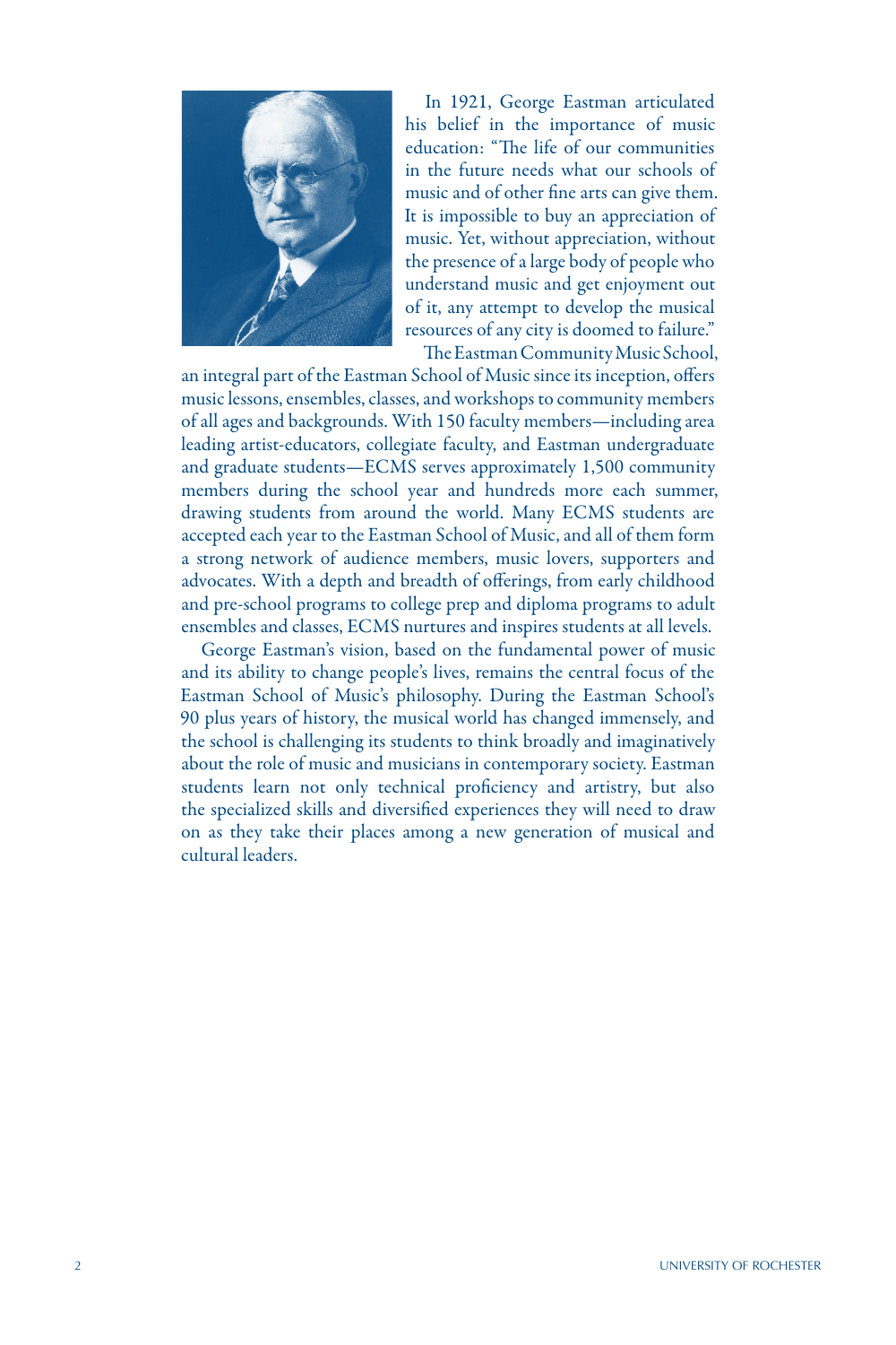In 1921, George Eastman articulated his belief in the importance of music education: "The life of our communities in the future needs what our schools of music and of other fine arts can give them. It is impossible to buy an appreciation of music. Yet, without appreciation, without the presence of a large body of people who understand music and get enjoyment out of it, any attempt to develop the musical resources of any city is doomed to failure."

The Eastman Community Music School, an integral part of the Eastman School of Music since its inception, offers music lessons, ensembles, classes, and workshops to community members of all ages and backgrounds. With 150 faculty members—including area leading artist-educators, collegiate faculty, and Eastman undergraduate and graduate students—ECMS serves approximately 1,500 community members during the school year and hundreds more each summer, drawing students from around the world. Many ECMS students are accepted each year to the Eastman School of Music, and all of them form a strong network of audience members, music lovers, supporters and advocates. With a depth and breadth of offerings, from early childhood and pre-school programs to college prep and diploma programs to adult ensembles and classes, ECMS nurtures and inspires students at all levels.

George Eastman's vision, based on the fundamental power of music and its ability to change people's lives, remains the central focus of the Eastman School of Music's philosophy. During the Eastman School's 90 plus years of history, the musical world has changed immensely, and the school is challenging its students to think broadly and imaginatively about the role of music and musicians in contemporary society. Eastman students learn not only technical proficiency and artistry, but also the specialized skills and diversified experiences they will need to draw on as they take their places among a new generation of musical and cultural leaders.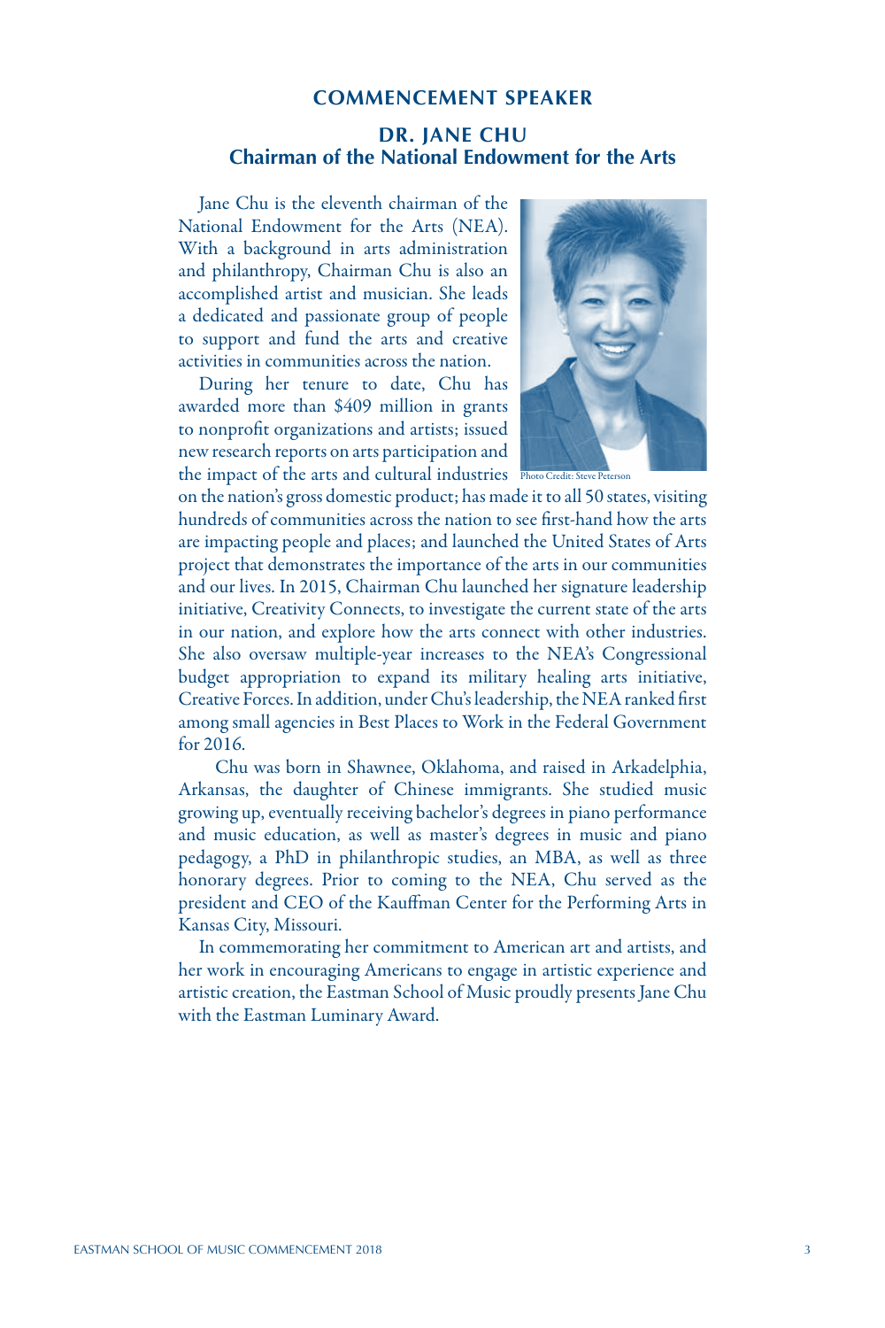## COMMENCEMENT SPEAKER

### DR. JANE CHU
### Chairman of the National Endowment for the Arts

Jane Chu is the eleventh chairman of the National Endowment for the Arts (NEA). With a background in arts administration and philanthropy, Chairman Chu is also an accomplished artist and musician. She leads a dedicated and passionate group of people to support and fund the arts and creative activities in communities across the nation.

Photo Credit: Steve Peterson

During her tenure to date, Chu has awarded more than $409 million in grants to nonprofit organizations and artists; issued new research reports on arts participation and the impact of the arts and cultural industries on the nation's gross domestic product; has made it to all 50 states, visiting hundreds of communities across the nation to see first-hand how the arts are impacting people and places; and launched the United States of Arts project that demonstrates the importance of the arts in our communities and our lives. In 2015, Chairman Chu launched her signature leadership initiative, Creativity Connects, to investigate the current state of the arts in our nation, and explore how the arts connect with other industries. She also oversaw multiple-year increases to the NEA's Congressional budget appropriation to expand its military healing arts initiative, Creative Forces. In addition, under Chu's leadership, the NEA ranked first among small agencies in Best Places to Work in the Federal Government for 2016.

Chu was born in Shawnee, Oklahoma, and raised in Arkadelphia, Arkansas, the daughter of Chinese immigrants. She studied music growing up, eventually receiving bachelor's degrees in piano performance and music education, as well as master's degrees in music and piano pedagogy, a PhD in philanthropic studies, an MBA, as well as three honorary degrees. Prior to coming to the NEA, Chu served as the president and CEO of the Kauffman Center for the Performing Arts in Kansas City, Missouri.

In commemorating her commitment to American art and artists, and her work in encouraging Americans to engage in artistic experience and artistic creation, the Eastman School of Music proudly presents Jane Chu with the Eastman Luminary Award.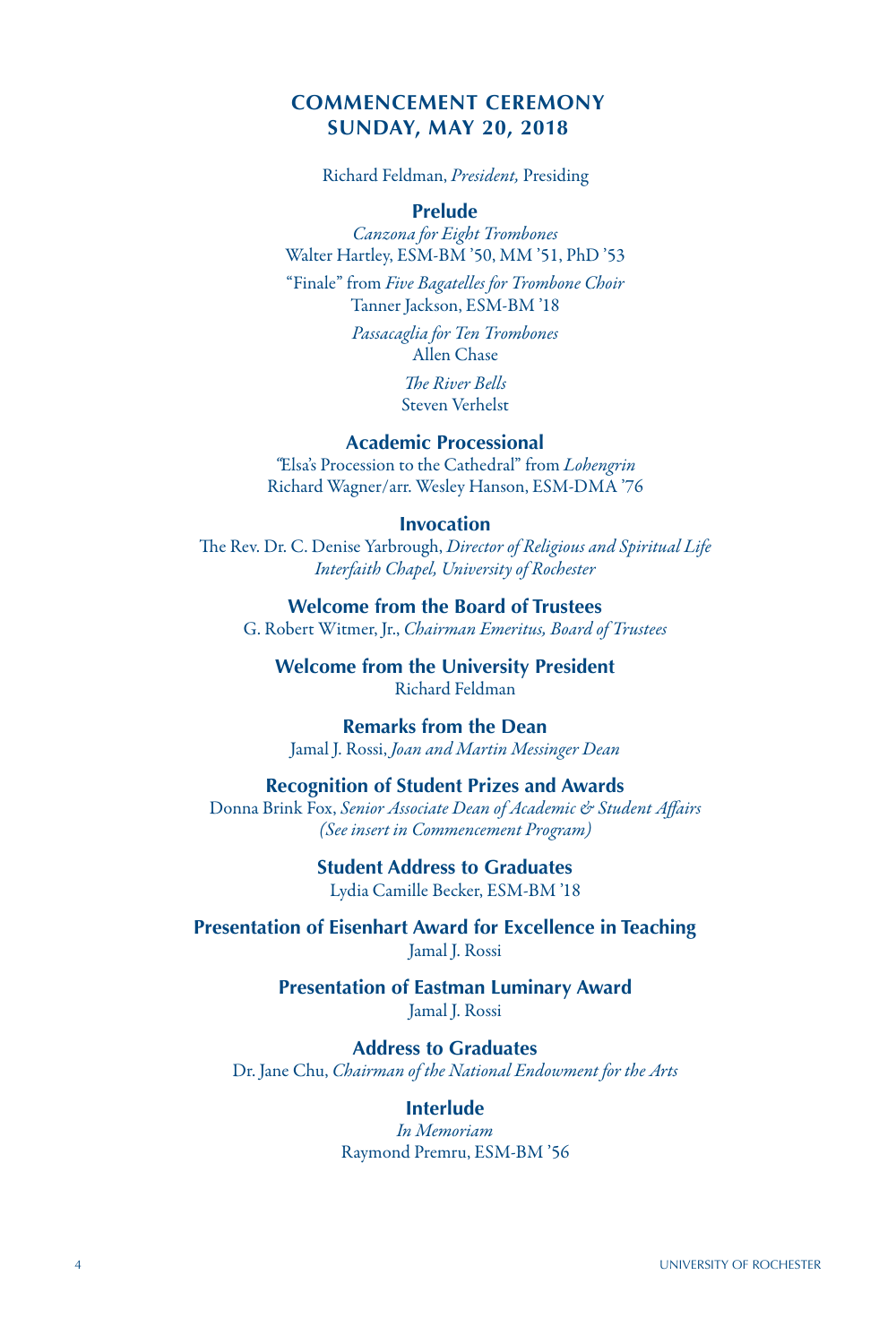## COMMENCEMENT CEREMONY
## SUNDAY, MAY 20, 2018

Richard Feldman, *President,* Presiding

### Prelude

*Canzona for Eight Trombones*
Walter Hartley, ESM-BM '50, MM '51, PhD '53

"Finale" from *Five Bagatelles for Trombone Choir*
Tanner Jackson, ESM-BM '18

*Passacaglia for Ten Trombones*
Allen Chase

*The River Bells*
Steven Verhelst

### Academic Processional

"Elsa's Procession to the Cathedral" from *Lohengrin*
Richard Wagner/arr. Wesley Hanson, ESM-DMA '76

### Invocation

The Rev. Dr. C. Denise Yarbrough, *Director of Religious and Spiritual Life*
*Interfaith Chapel, University of Rochester*

### Welcome from the Board of Trustees

G. Robert Witmer, Jr., *Chairman Emeritus, Board of Trustees*

### Welcome from the University President

Richard Feldman

### Remarks from the Dean

Jamal J. Rossi, *Joan and Martin Messinger Dean*

### Recognition of Student Prizes and Awards

Donna Brink Fox, *Senior Associate Dean of Academic & Student Affairs*
*(See insert in Commencement Program)*

### Student Address to Graduates

Lydia Camille Becker, ESM-BM '18

### Presentation of Eisenhart Award for Excellence in Teaching

Jamal J. Rossi

### Presentation of Eastman Luminary Award

Jamal J. Rossi

### Address to Graduates

Dr. Jane Chu, *Chairman of the National Endowment for the Arts*

### Interlude

*In Memoriam*
Raymond Premru, ESM-BM '56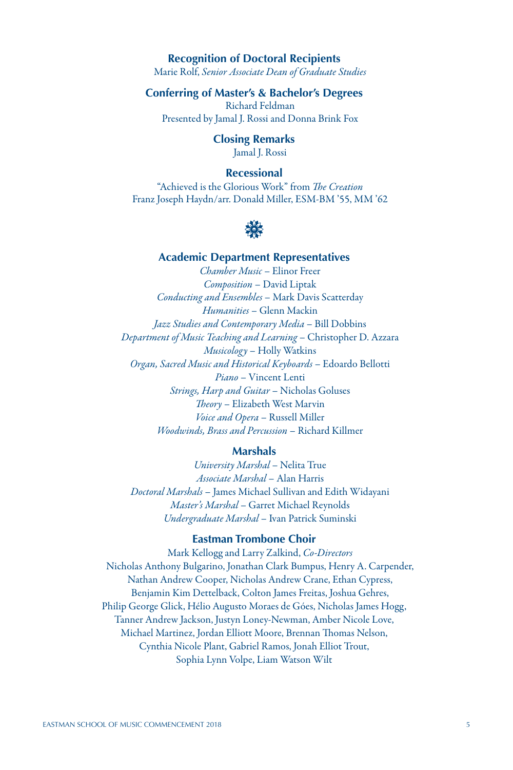### Recognition of Doctoral Recipients

Marie Rolf, *Senior Associate Dean of Graduate Studies*

### Conferring of Master's & Bachelor's Degrees

Richard Feldman
Presented by Jamal J. Rossi and Donna Brink Fox

### Closing Remarks

Jamal J. Rossi

### Recessional

"Achieved is the Glorious Work" from *The Creation*
Franz Joseph Haydn/arr. Donald Miller, ESM-BM '55, MM '62

### Academic Department Representatives

*Chamber Music* – Elinor Freer
*Composition* – David Liptak
*Conducting and Ensembles* – Mark Davis Scatterday
*Humanities* – Glenn Mackin
*Jazz Studies and Contemporary Media* – Bill Dobbins
*Department of Music Teaching and Learning* – Christopher D. Azzara
*Musicology* – Holly Watkins
*Organ, Sacred Music and Historical Keyboards* – Edoardo Bellotti
*Piano* – Vincent Lenti
*Strings, Harp and Guitar* – Nicholas Goluses
*Theory* – Elizabeth West Marvin
*Voice and Opera* – Russell Miller
*Woodwinds, Brass and Percussion* – Richard Killmer

### Marshals

*University Marshal* – Nelita True
*Associate Marshal* – Alan Harris
*Doctoral Marshals* – James Michael Sullivan and Edith Widayani
*Master's Marshal* – Garret Michael Reynolds
*Undergraduate Marshal* – Ivan Patrick Suminski

### Eastman Trombone Choir

Mark Kellogg and Larry Zalkind, *Co-Directors*
Nicholas Anthony Bulgarino, Jonathan Clark Bumpus, Henry A. Carpender, Nathan Andrew Cooper, Nicholas Andrew Crane, Ethan Cypress, Benjamin Kim Dettelback, Colton James Freitas, Joshua Gehres, Philip George Glick, Hélio Augusto Moraes de Góes, Nicholas James Hogg, Tanner Andrew Jackson, Justyn Loney-Newman, Amber Nicole Love, Michael Martinez, Jordan Elliott Moore, Brennan Thomas Nelson, Cynthia Nicole Plant, Gabriel Ramos, Jonah Elliot Trout, Sophia Lynn Volpe, Liam Watson Wilt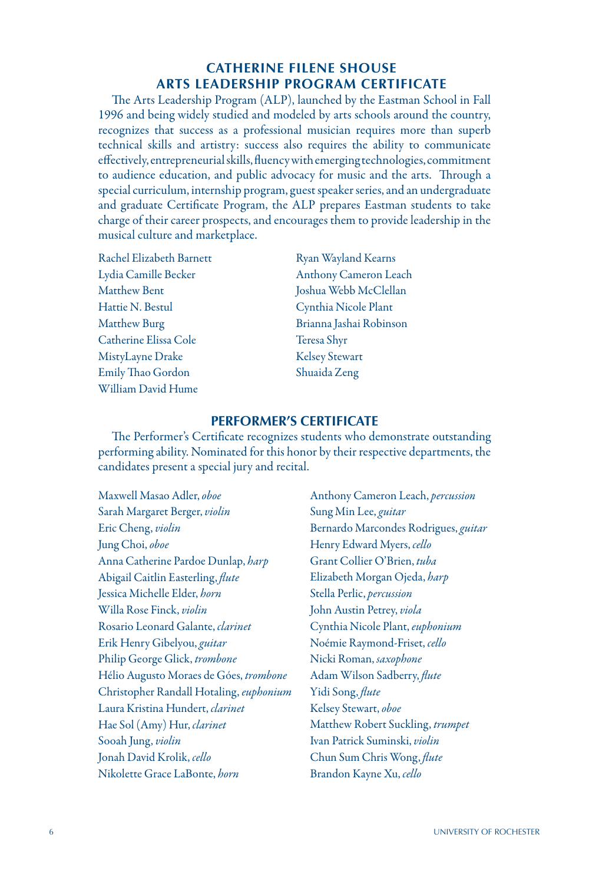## CATHERINE FILENE SHOUSE ARTS LEADERSHIP PROGRAM CERTIFICATE

The Arts Leadership Program (ALP), launched by the Eastman School in Fall 1996 and being widely studied and modeled by arts schools around the country, recognizes that success as a professional musician requires more than superb technical skills and artistry: success also requires the ability to communicate effectively, entrepreneurial skills, fluency with emerging technologies, commitment to audience education, and public advocacy for music and the arts. Through a special curriculum, internship program, guest speaker series, and an undergraduate and graduate Certificate Program, the ALP prepares Eastman students to take charge of their career prospects, and encourages them to provide leadership in the musical culture and marketplace.

Rachel Elizabeth Barnett
Lydia Camille Becker
Matthew Bent
Hattie N. Bestul
Matthew Burg
Catherine Elissa Cole
MistyLayne Drake
Emily Thao Gordon
William David Hume
Ryan Wayland Kearns
Anthony Cameron Leach
Joshua Webb McClellan
Cynthia Nicole Plant
Brianna Jashai Robinson
Teresa Shyr
Kelsey Stewart
Shuaida Zeng

## PERFORMER'S CERTIFICATE

The Performer's Certificate recognizes students who demonstrate outstanding performing ability. Nominated for this honor by their respective departments, the candidates present a special jury and recital.

Maxwell Masao Adler, *oboe*
Sarah Margaret Berger, *violin*
Eric Cheng, *violin*
Jung Choi, *oboe*
Anna Catherine Pardoe Dunlap, *harp*
Abigail Caitlin Easterling, *flute*
Jessica Michelle Elder, *horn*
Willa Rose Finck, *violin*
Rosario Leonard Galante, *clarinet*
Erik Henry Gibelyou, *guitar*
Philip George Glick, *trombone*
Hélio Augusto Moraes de Góes, *trombone*
Christopher Randall Hotaling, *euphonium*
Laura Kristina Hundert, *clarinet*
Hae Sol (Amy) Hur, *clarinet*
Sooah Jung, *violin*
Jonah David Krolik, *cello*
Nikolette Grace LaBonte, *horn*
Anthony Cameron Leach, *percussion*
Sung Min Lee, *guitar*
Bernardo Marcondes Rodrigues, *guitar*
Henry Edward Myers, *cello*
Grant Collier O'Brien, *tuba*
Elizabeth Morgan Ojeda, *harp*
Stella Perlic, *percussion*
John Austin Petrey, *viola*
Cynthia Nicole Plant, *euphonium*
Noémie Raymond-Friset, *cello*
Nicki Roman, *saxophone*
Adam Wilson Sadberry, *flute*
Yidi Song, *flute*
Kelsey Stewart, *oboe*
Matthew Robert Suckling, *trumpet*
Ivan Patrick Suminski, *violin*
Chun Sum Chris Wong, *flute*
Brandon Kayne Xu, *cello*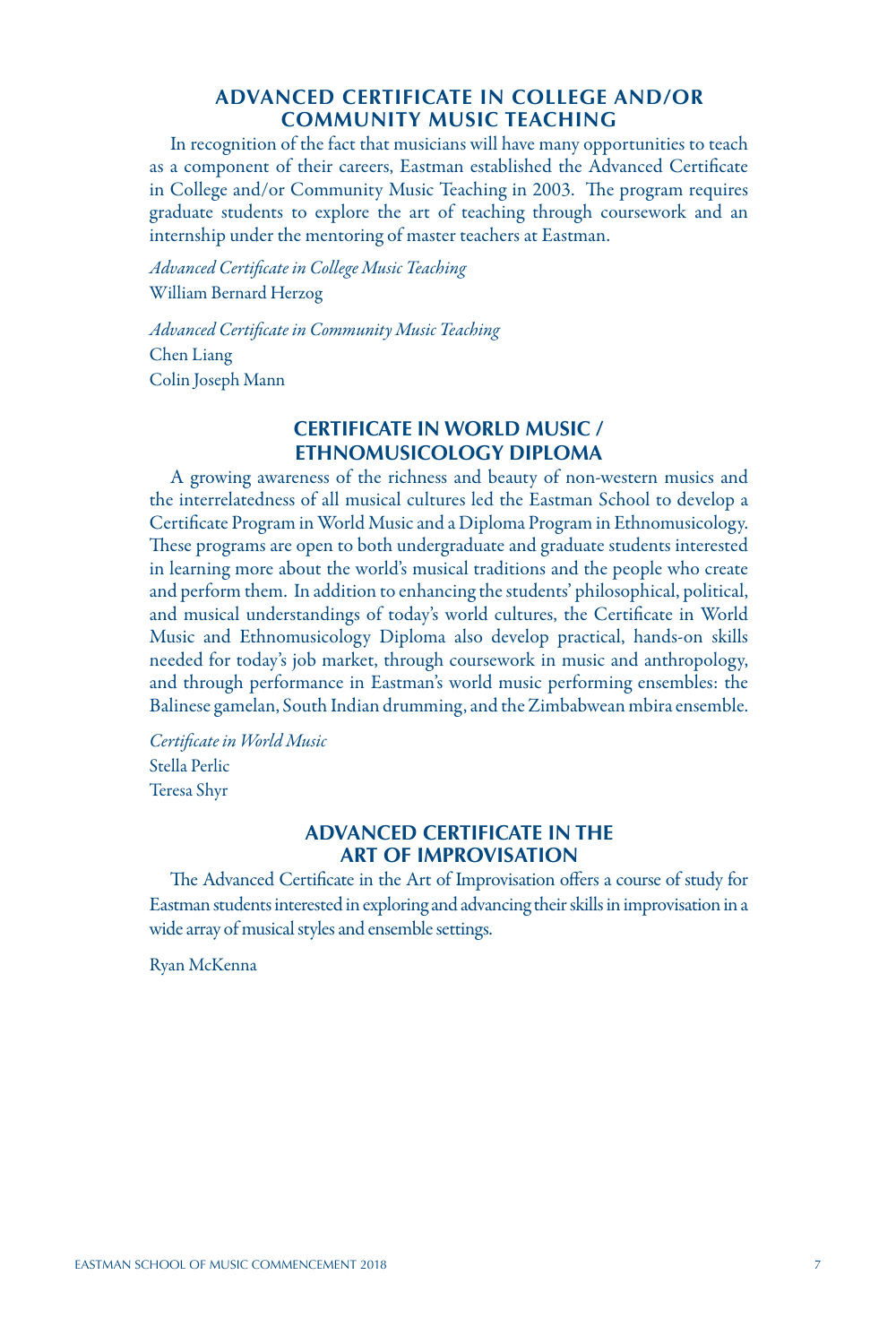## ADVANCED CERTIFICATE IN COLLEGE AND/OR COMMUNITY MUSIC TEACHING

In recognition of the fact that musicians will have many opportunities to teach as a component of their careers, Eastman established the Advanced Certificate in College and/or Community Music Teaching in 2003. The program requires graduate students to explore the art of teaching through coursework and an internship under the mentoring of master teachers at Eastman.

*Advanced Certificate in College Music Teaching*
William Bernard Herzog

*Advanced Certificate in Community Music Teaching*
Chen Liang
Colin Joseph Mann

## CERTIFICATE IN WORLD MUSIC / ETHNOMUSICOLOGY DIPLOMA

A growing awareness of the richness and beauty of non-western musics and the interrelatedness of all musical cultures led the Eastman School to develop a Certificate Program in World Music and a Diploma Program in Ethnomusicology. These programs are open to both undergraduate and graduate students interested in learning more about the world's musical traditions and the people who create and perform them. In addition to enhancing the students' philosophical, political, and musical understandings of today's world cultures, the Certificate in World Music and Ethnomusicology Diploma also develop practical, hands-on skills needed for today's job market, through coursework in music and anthropology, and through performance in Eastman's world music performing ensembles: the Balinese gamelan, South Indian drumming, and the Zimbabwean mbira ensemble.

*Certificate in World Music*
Stella Perlic
Teresa Shyr

## ADVANCED CERTIFICATE IN THE ART OF IMPROVISATION

The Advanced Certificate in the Art of Improvisation offers a course of study for Eastman students interested in exploring and advancing their skills in improvisation in a wide array of musical styles and ensemble settings.

Ryan McKenna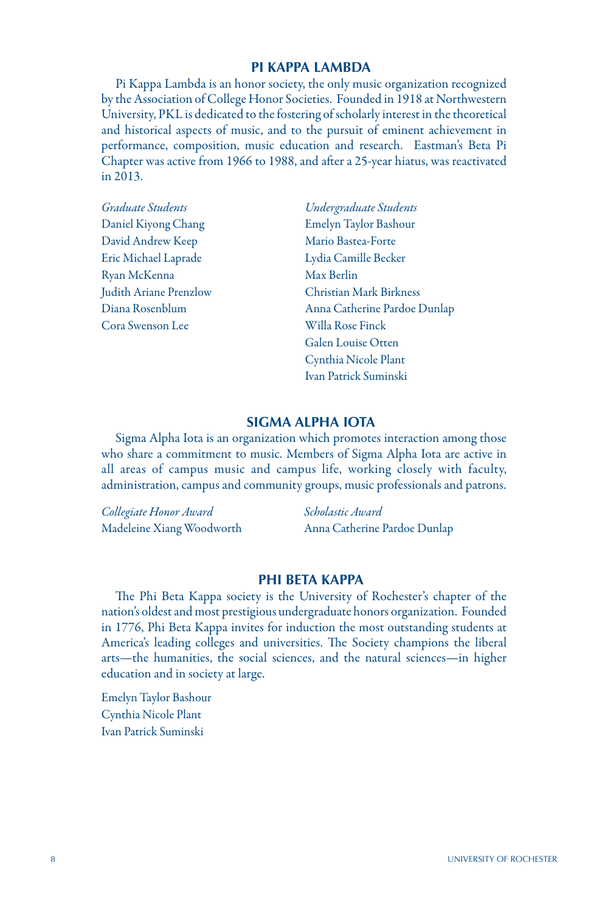## PI KAPPA LAMBDA

Pi Kappa Lambda is an honor society, the only music organization recognized by the Association of College Honor Societies. Founded in 1918 at Northwestern University, PKL is dedicated to the fostering of scholarly interest in the theoretical and historical aspects of music, and to the pursuit of eminent achievement in performance, composition, music education and research. Eastman's Beta Pi Chapter was active from 1966 to 1988, and after a 25-year hiatus, was reactivated in 2013.

*Graduate Students*

Daniel Kiyong Chang
David Andrew Keep
Eric Michael Laprade
Ryan McKenna
Judith Ariane Prenzlow
Diana Rosenblum
Cora Swenson Lee

*Undergraduate Students*

Emelyn Taylor Bashour
Mario Bastea-Forte
Lydia Camille Becker
Max Berlin
Christian Mark Birkness
Anna Catherine Pardoe Dunlap
Willa Rose Finck
Galen Louise Otten
Cynthia Nicole Plant
Ivan Patrick Suminski

## SIGMA ALPHA IOTA

Sigma Alpha Iota is an organization which promotes interaction among those who share a commitment to music. Members of Sigma Alpha Iota are active in all areas of campus music and campus life, working closely with faculty, administration, campus and community groups, music professionals and patrons.

*Collegiate Honor Award*

Madeleine Xiang Woodworth

*Scholastic Award*

Anna Catherine Pardoe Dunlap

## PHI BETA KAPPA

The Phi Beta Kappa society is the University of Rochester's chapter of the nation's oldest and most prestigious undergraduate honors organization. Founded in 1776, Phi Beta Kappa invites for induction the most outstanding students at America's leading colleges and universities. The Society champions the liberal arts—the humanities, the social sciences, and the natural sciences—in higher education and in society at large.

Emelyn Taylor Bashour
Cynthia Nicole Plant
Ivan Patrick Suminski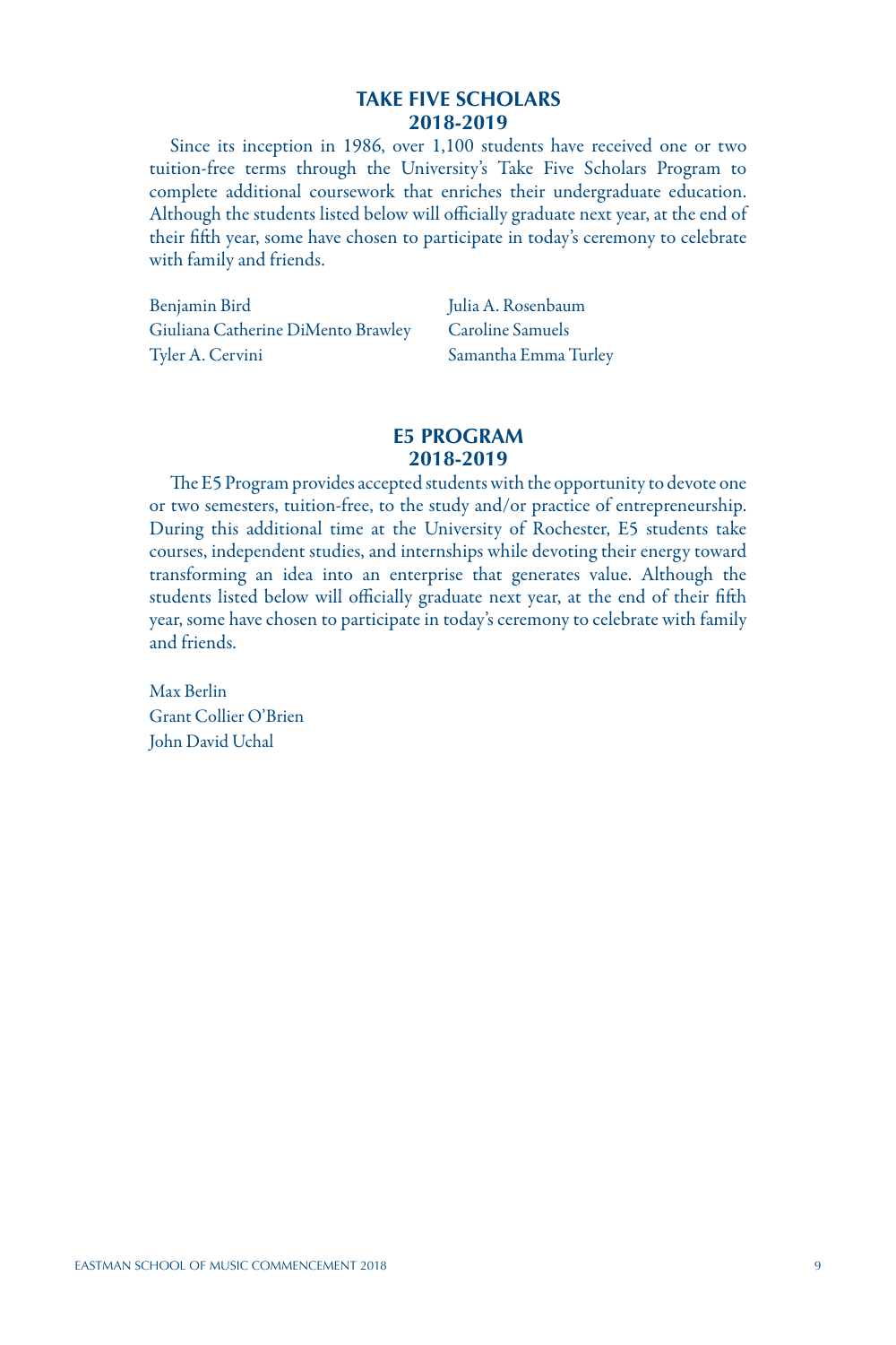## TAKE FIVE SCHOLARS
## 2018-2019

Since its inception in 1986, over 1,100 students have received one or two tuition-free terms through the University's Take Five Scholars Program to complete additional coursework that enriches their undergraduate education. Although the students listed below will officially graduate next year, at the end of their fifth year, some have chosen to participate in today's ceremony to celebrate with family and friends.

Benjamin Bird
Giuliana Catherine DiMento Brawley
Tyler A. Cervini
Julia A. Rosenbaum
Caroline Samuels
Samantha Emma Turley

## E5 PROGRAM
## 2018-2019

The E5 Program provides accepted students with the opportunity to devote one or two semesters, tuition-free, to the study and/or practice of entrepreneurship. During this additional time at the University of Rochester, E5 students take courses, independent studies, and internships while devoting their energy toward transforming an idea into an enterprise that generates value. Although the students listed below will officially graduate next year, at the end of their fifth year, some have chosen to participate in today's ceremony to celebrate with family and friends.

Max Berlin
Grant Collier O'Brien
John David Uchal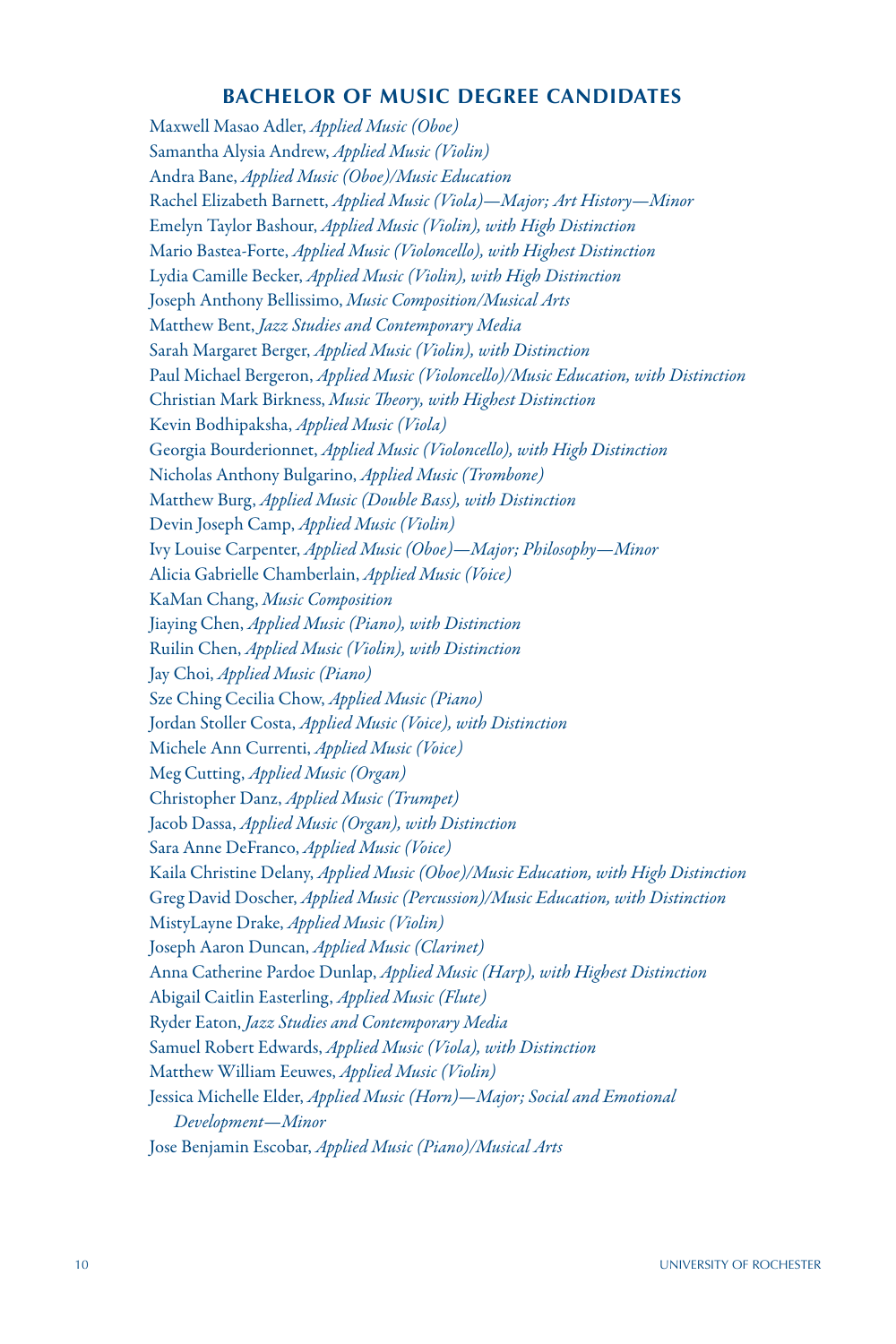## BACHELOR OF MUSIC DEGREE CANDIDATES

Maxwell Masao Adler, *Applied Music (Oboe)*
Samantha Alysia Andrew, *Applied Music (Violin)*
Andra Bane, *Applied Music (Oboe)/Music Education*
Rachel Elizabeth Barnett, *Applied Music (Viola)—Major; Art History—Minor*
Emelyn Taylor Bashour, *Applied Music (Violin), with High Distinction*
Mario Bastea-Forte, *Applied Music (Violoncello), with Highest Distinction*
Lydia Camille Becker, *Applied Music (Violin), with High Distinction*
Joseph Anthony Bellissimo, *Music Composition/Musical Arts*
Matthew Bent, *Jazz Studies and Contemporary Media*
Sarah Margaret Berger, *Applied Music (Violin), with Distinction*
Paul Michael Bergeron, *Applied Music (Violoncello)/Music Education, with Distinction*
Christian Mark Birkness, *Music Theory, with Highest Distinction*
Kevin Bodhipaksha, *Applied Music (Viola)*
Georgia Bourderionnet, *Applied Music (Violoncello), with High Distinction*
Nicholas Anthony Bulgarino, *Applied Music (Trombone)*
Matthew Burg, *Applied Music (Double Bass), with Distinction*
Devin Joseph Camp, *Applied Music (Violin)*
Ivy Louise Carpenter, *Applied Music (Oboe)—Major; Philosophy—Minor*
Alicia Gabrielle Chamberlain, *Applied Music (Voice)*
KaMan Chang, *Music Composition*
Jiaying Chen, *Applied Music (Piano), with Distinction*
Ruilin Chen, *Applied Music (Violin), with Distinction*
Jay Choi, *Applied Music (Piano)*
Sze Ching Cecilia Chow, *Applied Music (Piano)*
Jordan Stoller Costa, *Applied Music (Voice), with Distinction*
Michele Ann Currenti, *Applied Music (Voice)*
Meg Cutting, *Applied Music (Organ)*
Christopher Danz, *Applied Music (Trumpet)*
Jacob Dassa, *Applied Music (Organ), with Distinction*
Sara Anne DeFranco, *Applied Music (Voice)*
Kaila Christine Delany, *Applied Music (Oboe)/Music Education, with High Distinction*
Greg David Doscher, *Applied Music (Percussion)/Music Education, with Distinction*
MistyLayne Drake, *Applied Music (Violin)*
Joseph Aaron Duncan, *Applied Music (Clarinet)*
Anna Catherine Pardoe Dunlap, *Applied Music (Harp), with Highest Distinction*
Abigail Caitlin Easterling, *Applied Music (Flute)*
Ryder Eaton, *Jazz Studies and Contemporary Media*
Samuel Robert Edwards, *Applied Music (Viola), with Distinction*
Matthew William Eeuwes, *Applied Music (Violin)*
Jessica Michelle Elder, *Applied Music (Horn)—Major; Social and Emotional Development—Minor*
Jose Benjamin Escobar, *Applied Music (Piano)/Musical Arts*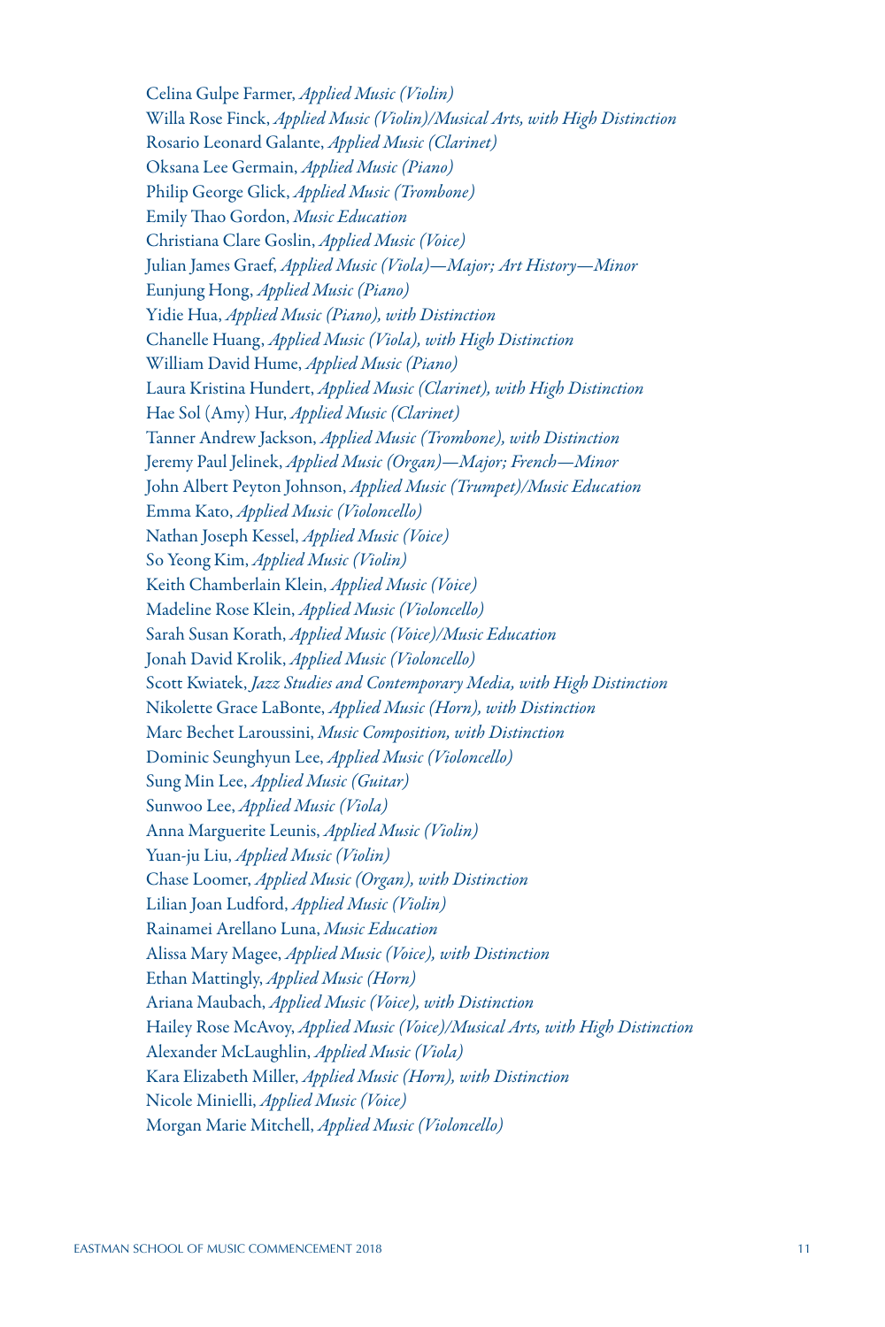Celina Gulpe Farmer, *Applied Music (Violin)*
Willa Rose Finck, *Applied Music (Violin)/Musical Arts, with High Distinction*
Rosario Leonard Galante, *Applied Music (Clarinet)*
Oksana Lee Germain, *Applied Music (Piano)*
Philip George Glick, *Applied Music (Trombone)*
Emily Thao Gordon, *Music Education*
Christiana Clare Goslin, *Applied Music (Voice)*
Julian James Graef, *Applied Music (Viola)—Major; Art History—Minor*
Eunjung Hong, *Applied Music (Piano)*
Yidie Hua, *Applied Music (Piano), with Distinction*
Chanelle Huang, *Applied Music (Viola), with High Distinction*
William David Hume, *Applied Music (Piano)*
Laura Kristina Hundert, *Applied Music (Clarinet), with High Distinction*
Hae Sol (Amy) Hur, *Applied Music (Clarinet)*
Tanner Andrew Jackson, *Applied Music (Trombone), with Distinction*
Jeremy Paul Jelinek, *Applied Music (Organ)—Major; French—Minor*
John Albert Peyton Johnson, *Applied Music (Trumpet)/Music Education*
Emma Kato, *Applied Music (Violoncello)*
Nathan Joseph Kessel, *Applied Music (Voice)*
So Yeong Kim, *Applied Music (Violin)*
Keith Chamberlain Klein, *Applied Music (Voice)*
Madeline Rose Klein, *Applied Music (Violoncello)*
Sarah Susan Korath, *Applied Music (Voice)/Music Education*
Jonah David Krolik, *Applied Music (Violoncello)*
Scott Kwiatek, *Jazz Studies and Contemporary Media, with High Distinction*
Nikolette Grace LaBonte, *Applied Music (Horn), with Distinction*
Marc Bechet Laroussini, *Music Composition, with Distinction*
Dominic Seunghyun Lee, *Applied Music (Violoncello)*
Sung Min Lee, *Applied Music (Guitar)*
Sunwoo Lee, *Applied Music (Viola)*
Anna Marguerite Leunis, *Applied Music (Violin)*
Yuan-ju Liu, *Applied Music (Violin)*
Chase Loomer, *Applied Music (Organ), with Distinction*
Lilian Joan Ludford, *Applied Music (Violin)*
Rainamei Arellano Luna, *Music Education*
Alissa Mary Magee, *Applied Music (Voice), with Distinction*
Ethan Mattingly, *Applied Music (Horn)*
Ariana Maubach, *Applied Music (Voice), with Distinction*
Hailey Rose McAvoy, *Applied Music (Voice)/Musical Arts, with High Distinction*
Alexander McLaughlin, *Applied Music (Viola)*
Kara Elizabeth Miller, *Applied Music (Horn), with Distinction*
Nicole Minielli, *Applied Music (Voice)*
Morgan Marie Mitchell, *Applied Music (Violoncello)*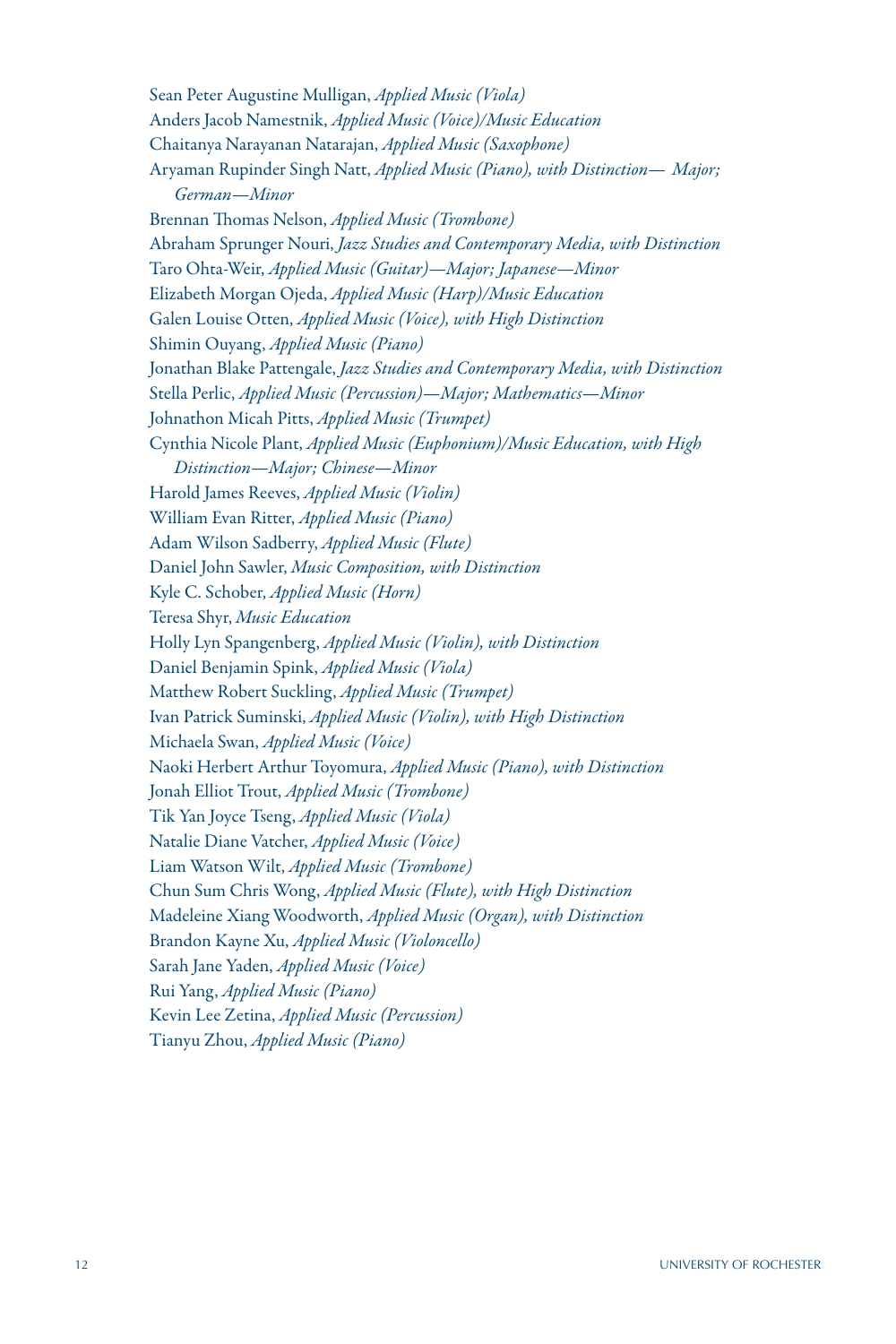Sean Peter Augustine Mulligan, *Applied Music (Viola)*
Anders Jacob Namestnik, *Applied Music (Voice)/Music Education*
Chaitanya Narayanan Natarajan, *Applied Music (Saxophone)*
Aryaman Rupinder Singh Natt, *Applied Music (Piano), with Distinction— Major; German—Minor*
Brennan Thomas Nelson, *Applied Music (Trombone)*
Abraham Sprunger Nouri, *Jazz Studies and Contemporary Media, with Distinction*
Taro Ohta-Weir, *Applied Music (Guitar)—Major; Japanese—Minor*
Elizabeth Morgan Ojeda, *Applied Music (Harp)/Music Education*
Galen Louise Otten, *Applied Music (Voice), with High Distinction*
Shimin Ouyang, *Applied Music (Piano)*
Jonathan Blake Pattengale, *Jazz Studies and Contemporary Media, with Distinction*
Stella Perlic, *Applied Music (Percussion)—Major; Mathematics—Minor*
Johnathon Micah Pitts, *Applied Music (Trumpet)*
Cynthia Nicole Plant, *Applied Music (Euphonium)/Music Education, with High Distinction—Major; Chinese—Minor*
Harold James Reeves, *Applied Music (Violin)*
William Evan Ritter, *Applied Music (Piano)*
Adam Wilson Sadberry, *Applied Music (Flute)*
Daniel John Sawler, *Music Composition, with Distinction*
Kyle C. Schober, *Applied Music (Horn)*
Teresa Shyr, *Music Education*
Holly Lyn Spangenberg, *Applied Music (Violin), with Distinction*
Daniel Benjamin Spink, *Applied Music (Viola)*
Matthew Robert Suckling, *Applied Music (Trumpet)*
Ivan Patrick Suminski, *Applied Music (Violin), with High Distinction*
Michaela Swan, *Applied Music (Voice)*
Naoki Herbert Arthur Toyomura, *Applied Music (Piano), with Distinction*
Jonah Elliot Trout, *Applied Music (Trombone)*
Tik Yan Joyce Tseng, *Applied Music (Viola)*
Natalie Diane Vatcher, *Applied Music (Voice)*
Liam Watson Wilt, *Applied Music (Trombone)*
Chun Sum Chris Wong, *Applied Music (Flute), with High Distinction*
Madeleine Xiang Woodworth, *Applied Music (Organ), with Distinction*
Brandon Kayne Xu, *Applied Music (Violoncello)*
Sarah Jane Yaden, *Applied Music (Voice)*
Rui Yang, *Applied Music (Piano)*
Kevin Lee Zetina, *Applied Music (Percussion)*
Tianyu Zhou, *Applied Music (Piano)*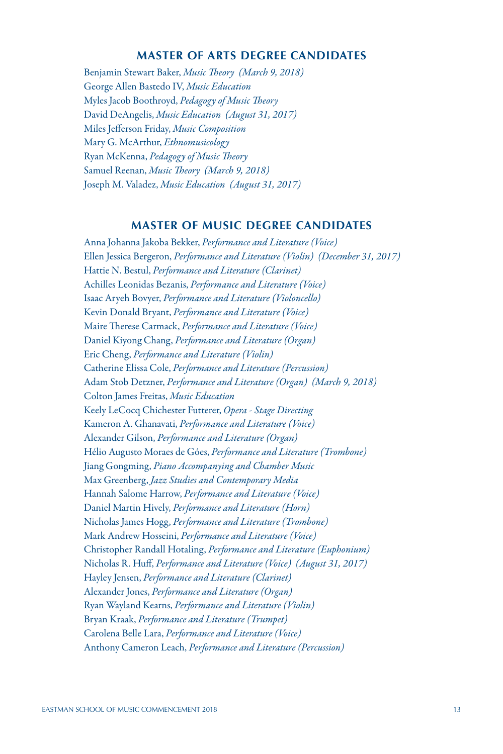## MASTER OF ARTS DEGREE CANDIDATES

Benjamin Stewart Baker, *Music Theory (March 9, 2018)*
George Allen Bastedo IV, *Music Education*
Myles Jacob Boothroyd, *Pedagogy of Music Theory*
David DeAngelis, *Music Education (August 31, 2017)*
Miles Jefferson Friday, *Music Composition*
Mary G. McArthur, *Ethnomusicology*
Ryan McKenna, *Pedagogy of Music Theory*
Samuel Reenan, *Music Theory (March 9, 2018)*
Joseph M. Valadez, *Music Education (August 31, 2017)*

## MASTER OF MUSIC DEGREE CANDIDATES

Anna Johanna Jakoba Bekker, *Performance and Literature (Voice)*
Ellen Jessica Bergeron, *Performance and Literature (Violin) (December 31, 2017)*
Hattie N. Bestul, *Performance and Literature (Clarinet)*
Achilles Leonidas Bezanis, *Performance and Literature (Voice)*
Isaac Aryeh Bovyer, *Performance and Literature (Violoncello)*
Kevin Donald Bryant, *Performance and Literature (Voice)*
Maire Therese Carmack, *Performance and Literature (Voice)*
Daniel Kiyong Chang, *Performance and Literature (Organ)*
Eric Cheng, *Performance and Literature (Violin)*
Catherine Elissa Cole, *Performance and Literature (Percussion)*
Adam Stob Detzner, *Performance and Literature (Organ) (March 9, 2018)*
Colton James Freitas, *Music Education*
Keely LeCocq Chichester Futterer, *Opera - Stage Directing*
Kameron A. Ghanavati, *Performance and Literature (Voice)*
Alexander Gilson, *Performance and Literature (Organ)*
Hélio Augusto Moraes de Góes, *Performance and Literature (Trombone)*
Jiang Gongming, *Piano Accompanying and Chamber Music*
Max Greenberg, *Jazz Studies and Contemporary Media*
Hannah Salome Harrow, *Performance and Literature (Voice)*
Daniel Martin Hively, *Performance and Literature (Horn)*
Nicholas James Hogg, *Performance and Literature (Trombone)*
Mark Andrew Hosseini, *Performance and Literature (Voice)*
Christopher Randall Hotaling, *Performance and Literature (Euphonium)*
Nicholas R. Huff, *Performance and Literature (Voice) (August 31, 2017)*
Hayley Jensen, *Performance and Literature (Clarinet)*
Alexander Jones, *Performance and Literature (Organ)*
Ryan Wayland Kearns, *Performance and Literature (Violin)*
Bryan Kraak, *Performance and Literature (Trumpet)*
Carolena Belle Lara, *Performance and Literature (Voice)*
Anthony Cameron Leach, *Performance and Literature (Percussion)*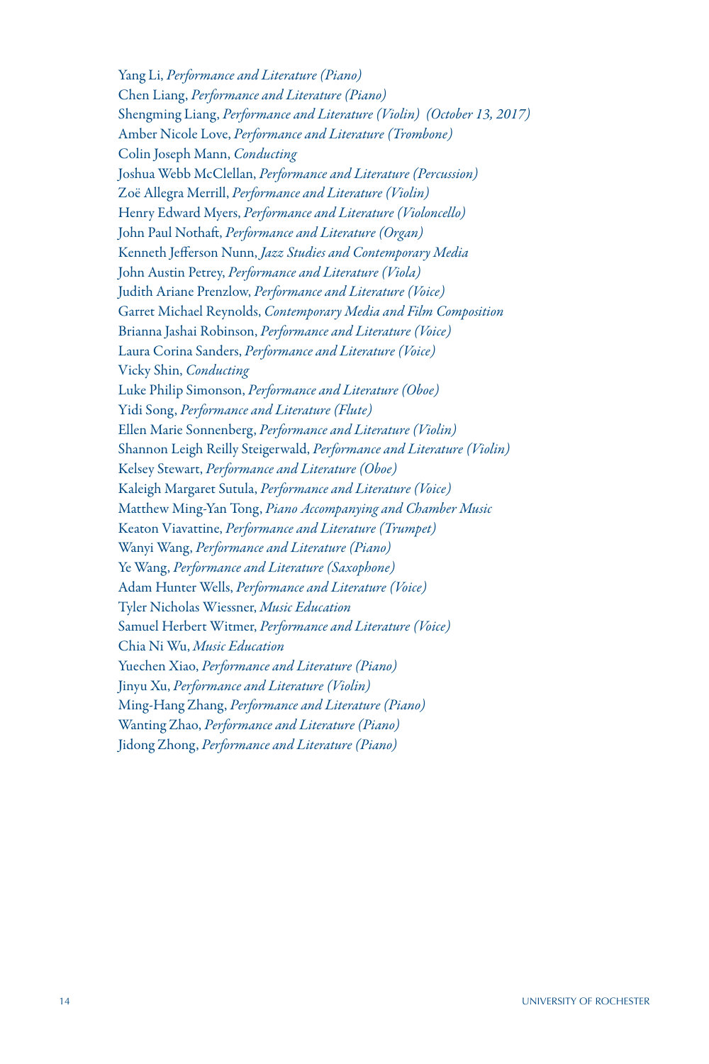Yang Li, *Performance and Literature (Piano)*
Chen Liang, *Performance and Literature (Piano)*
Shengming Liang, *Performance and Literature (Violin) (October 13, 2017)*
Amber Nicole Love, *Performance and Literature (Trombone)*
Colin Joseph Mann, *Conducting*
Joshua Webb McClellan, *Performance and Literature (Percussion)*
Zoë Allegra Merrill, *Performance and Literature (Violin)*
Henry Edward Myers, *Performance and Literature (Violoncello)*
John Paul Nothaft, *Performance and Literature (Organ)*
Kenneth Jefferson Nunn, *Jazz Studies and Contemporary Media*
John Austin Petrey, *Performance and Literature (Viola)*
Judith Ariane Prenzlow, *Performance and Literature (Voice)*
Garret Michael Reynolds, *Contemporary Media and Film Composition*
Brianna Jashai Robinson, *Performance and Literature (Voice)*
Laura Corina Sanders, *Performance and Literature (Voice)*
Vicky Shin, *Conducting*
Luke Philip Simonson, *Performance and Literature (Oboe)*
Yidi Song, *Performance and Literature (Flute)*
Ellen Marie Sonnenberg, *Performance and Literature (Violin)*
Shannon Leigh Reilly Steigerwald, *Performance and Literature (Violin)*
Kelsey Stewart, *Performance and Literature (Oboe)*
Kaleigh Margaret Sutula, *Performance and Literature (Voice)*
Matthew Ming-Yan Tong, *Piano Accompanying and Chamber Music*
Keaton Viavattine, *Performance and Literature (Trumpet)*
Wanyi Wang, *Performance and Literature (Piano)*
Ye Wang, *Performance and Literature (Saxophone)*
Adam Hunter Wells, *Performance and Literature (Voice)*
Tyler Nicholas Wiessner, *Music Education*
Samuel Herbert Witmer, *Performance and Literature (Voice)*
Chia Ni Wu, *Music Education*
Yuechen Xiao, *Performance and Literature (Piano)*
Jinyu Xu, *Performance and Literature (Violin)*
Ming-Hang Zhang, *Performance and Literature (Piano)*
Wanting Zhao, *Performance and Literature (Piano)*
Jidong Zhong, *Performance and Literature (Piano)*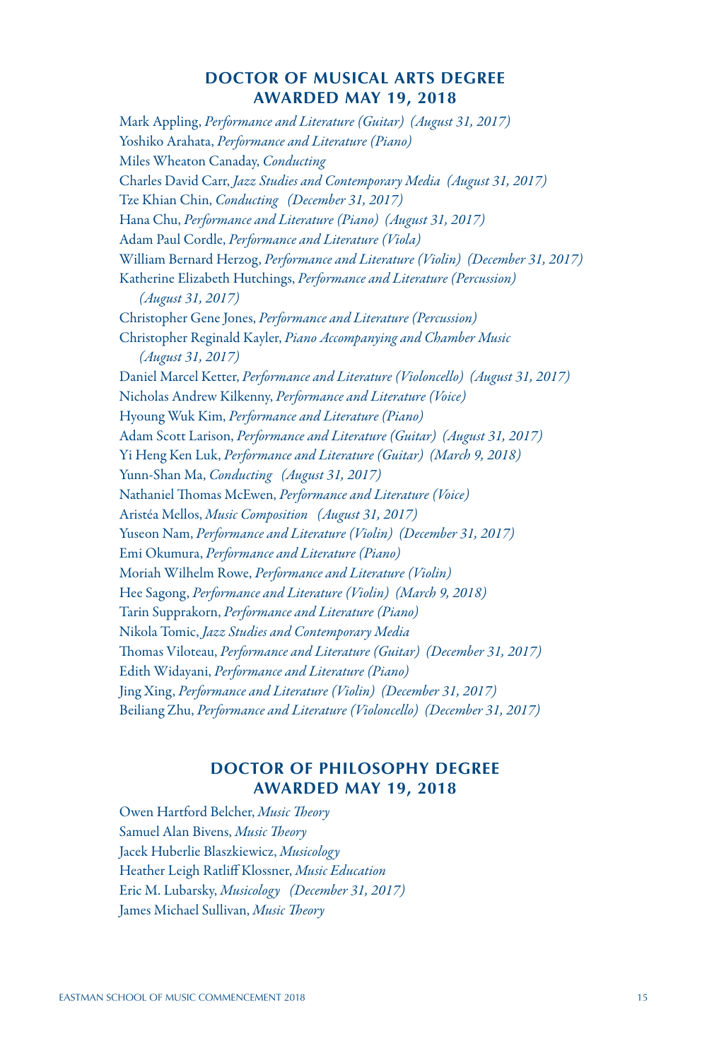## DOCTOR OF MUSICAL ARTS DEGREE
## AWARDED MAY 19, 2018

Mark Appling, *Performance and Literature (Guitar) (August 31, 2017)*
Yoshiko Arahata, *Performance and Literature (Piano)*
Miles Wheaton Canaday, *Conducting*
Charles David Carr, *Jazz Studies and Contemporary Media (August 31, 2017)*
Tze Khian Chin, *Conducting (December 31, 2017)*
Hana Chu, *Performance and Literature (Piano) (August 31, 2017)*
Adam Paul Cordle, *Performance and Literature (Viola)*
William Bernard Herzog, *Performance and Literature (Violin) (December 31, 2017)*
Katherine Elizabeth Hutchings, *Performance and Literature (Percussion) (August 31, 2017)*
Christopher Gene Jones, *Performance and Literature (Percussion)*
Christopher Reginald Kayler, *Piano Accompanying and Chamber Music (August 31, 2017)*
Daniel Marcel Ketter, *Performance and Literature (Violoncello) (August 31, 2017)*
Nicholas Andrew Kilkenny, *Performance and Literature (Voice)*
Hyoung Wuk Kim, *Performance and Literature (Piano)*
Adam Scott Larison, *Performance and Literature (Guitar) (August 31, 2017)*
Yi Heng Ken Luk, *Performance and Literature (Guitar) (March 9, 2018)*
Yunn-Shan Ma, *Conducting (August 31, 2017)*
Nathaniel Thomas McEwen, *Performance and Literature (Voice)*
Aristéa Mellos, *Music Composition (August 31, 2017)*
Yuseon Nam, *Performance and Literature (Violin) (December 31, 2017)*
Emi Okumura, *Performance and Literature (Piano)*
Moriah Wilhelm Rowe, *Performance and Literature (Violin)*
Hee Sagong, *Performance and Literature (Violin) (March 9, 2018)*
Tarin Supprakorn, *Performance and Literature (Piano)*
Nikola Tomic, *Jazz Studies and Contemporary Media*
Thomas Viloteau, *Performance and Literature (Guitar) (December 31, 2017)*
Edith Widayani, *Performance and Literature (Piano)*
Jing Xing, *Performance and Literature (Violin) (December 31, 2017)*
Beiliang Zhu, *Performance and Literature (Violoncello) (December 31, 2017)*

## DOCTOR OF PHILOSOPHY DEGREE
## AWARDED MAY 19, 2018

Owen Hartford Belcher, *Music Theory*
Samuel Alan Bivens, *Music Theory*
Jacek Huberlie Blaszkiewicz, *Musicology*
Heather Leigh Ratliff Klossner, *Music Education*
Eric M. Lubarsky, *Musicology (December 31, 2017)*
James Michael Sullivan, *Music Theory*